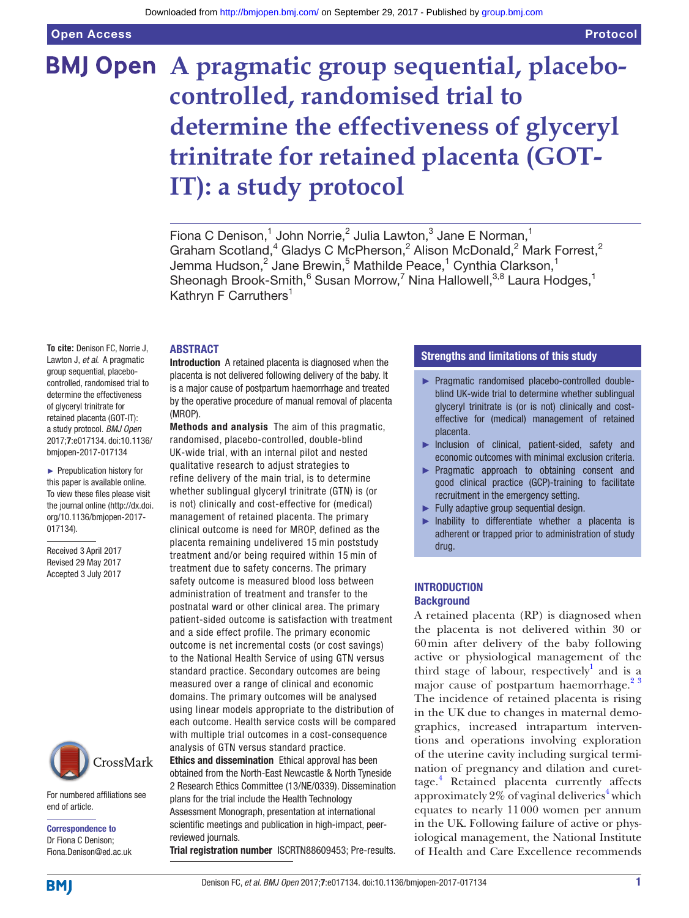# A pragmatic group sequential, placebo-controlled, randomised trial to determine the effectiveness of glyceryl trinitrate for retained placenta (GOT-IT): a study protocol

Fiona C Denison,[1] John Norrie,[2] Julia Lawton,[3] Jane E Norman,[1] Graham Scotland,[4] Gladys C McPherson,[2] Alison McDonald,[2] Mark Forrest,[2] Jemma Hudson,[2] Jane Brewin,[5] Mathilde Peace,[1] Cynthia Clarkson,[1] Sheonagh Brook-Smith,[6] Susan Morrow,[7] Nina Hallowell,[3,8] Laura Hodges,[1] Kathryn F Carruthers[1]

**To cite:** Denison FC, Norrie J, Lawton J, *et al*. A pragmatic group sequential, placebo-controlled, randomised trial to determine the effectiveness of glyceryl trinitrate for retained placenta (GOT-IT): a study protocol. *BMJ Open* 2017;**7**:e017134. doi:10.1136/bmjopen-2017-017134

► Prepublication history for this paper is available online. To view these files please visit the journal online (http://dx.doi.org/10.1136/bmjopen-2017-017134).

Received 3 April 2017
Revised 29 May 2017
Accepted 3 July 2017

## ABSTRACT

**Introduction** A retained placenta is diagnosed when the placenta is not delivered following delivery of the baby. It is a major cause of postpartum haemorrhage and treated by the operative procedure of manual removal of placenta (MROP).

**Methods and analysis** The aim of this pragmatic, randomised, placebo-controlled, double-blind UK-wide trial, with an internal pilot and nested qualitative research to adjust strategies to refine delivery of the main trial, is to determine whether sublingual glyceryl trinitrate (GTN) is (or is not) clinically and cost-effective for (medical) management of retained placenta. The primary clinical outcome is need for MROP, defined as the placenta remaining undelivered 15 min poststudy treatment and/or being required within 15 min of treatment due to safety concerns. The primary safety outcome is measured blood loss between administration of treatment and transfer to the postnatal ward or other clinical area. The primary patient-sided outcome is satisfaction with treatment and a side effect profile. The primary economic outcome is net incremental costs (or cost savings) to the National Health Service of using GTN versus standard practice. Secondary outcomes are being measured over a range of clinical and economic domains. The primary outcomes will be analysed using linear models appropriate to the distribution of each outcome. Health service costs will be compared with multiple trial outcomes in a cost-consequence analysis of GTN versus standard practice.

**Ethics and dissemination** Ethical approval has been obtained from the North-East Newcastle & North Tyneside 2 Research Ethics Committee (13/NE/0339). Dissemination plans for the trial include the Health Technology Assessment Monograph, presentation at international scientific meetings and publication in high-impact, peer-reviewed journals.

**Trial registration number** ISCRTN88609453; Pre-results.

## Strengths and limitations of this study

- ► Pragmatic randomised placebo-controlled double-blind UK-wide trial to determine whether sublingual glyceryl trinitrate is (or is not) clinically and cost-effective for (medical) management of retained placenta.
- ► Inclusion of clinical, patient-sided, safety and economic outcomes with minimal exclusion criteria.
- ► Pragmatic approach to obtaining consent and good clinical practice (GCP)-training to facilitate recruitment in the emergency setting.
- ► Fully adaptive group sequential design.
- ► Inability to differentiate whether a placenta is adherent or trapped prior to administration of study drug.

## INTRODUCTION

### Background

A retained placenta (RP) is diagnosed when the placenta is not delivered within 30 or 60 min after delivery of the baby following active or physiological management of the third stage of labour, respectively[1] and is a major cause of postpartum haemorrhage.[2 3] The incidence of retained placenta is rising in the UK due to changes in maternal demographics, increased intrapartum interventions and operations involving exploration of the uterine cavity including surgical termination of pregnancy and dilation and curettage.[4] Retained placenta currently affects approximately 2% of vaginal deliveries[4] which equates to nearly 11 000 women per annum in the UK. Following failure of active or physiological management, the National Institute of Health and Care Excellence recommends

For numbered affiliations see end of article.

**Correspondence to**
Dr Fiona C Denison;
Fiona.Denison@ed.ac.uk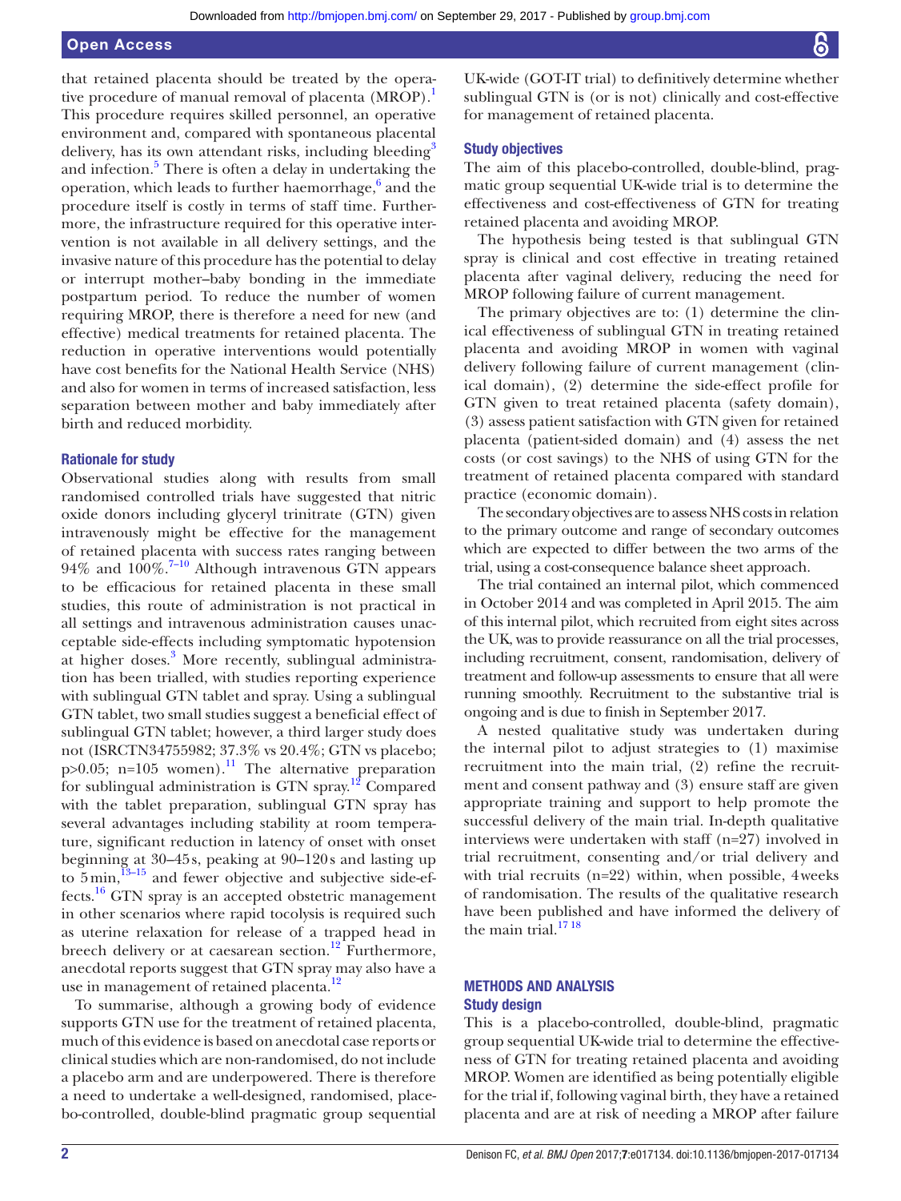that retained placenta should be treated by the operative procedure of manual removal of placenta (MROP).[1] This procedure requires skilled personnel, an operative environment and, compared with spontaneous placental delivery, has its own attendant risks, including bleeding[3] and infection.[5] There is often a delay in undertaking the operation, which leads to further haemorrhage,[6] and the procedure itself is costly in terms of staff time. Furthermore, the infrastructure required for this operative intervention is not available in all delivery settings, and the invasive nature of this procedure has the potential to delay or interrupt mother–baby bonding in the immediate postpartum period. To reduce the number of women requiring MROP, there is therefore a need for new (and effective) medical treatments for retained placenta. The reduction in operative interventions would potentially have cost benefits for the National Health Service (NHS) and also for women in terms of increased satisfaction, less separation between mother and baby immediately after birth and reduced morbidity.

### Rationale for study

Observational studies along with results from small randomised controlled trials have suggested that nitric oxide donors including glyceryl trinitrate (GTN) given intravenously might be effective for the management of retained placenta with success rates ranging between 94% and 100%.[7–10] Although intravenous GTN appears to be efficacious for retained placenta in these small studies, this route of administration is not practical in all settings and intravenous administration causes unacceptable side-effects including symptomatic hypotension at higher doses.[3] More recently, sublingual administration has been trialled, with studies reporting experience with sublingual GTN tablet and spray. Using a sublingual GTN tablet, two small studies suggest a beneficial effect of sublingual GTN tablet; however, a third larger study does not (ISRCTN34755982; 37.3% vs 20.4%; GTN vs placebo; p>0.05; n=105 women).[11] The alternative preparation for sublingual administration is GTN spray.[12] Compared with the tablet preparation, sublingual GTN spray has several advantages including stability at room temperature, significant reduction in latency of onset with onset beginning at 30–45 s, peaking at 90–120 s and lasting up to 5 min,[13–15] and fewer objective and subjective side-effects.[16] GTN spray is an accepted obstetric management in other scenarios where rapid tocolysis is required such as uterine relaxation for release of a trapped head in breech delivery or at caesarean section.[12] Furthermore, anecdotal reports suggest that GTN spray may also have a use in management of retained placenta.[12]

To summarise, although a growing body of evidence supports GTN use for the treatment of retained placenta, much of this evidence is based on anecdotal case reports or clinical studies which are non-randomised, do not include a placebo arm and are underpowered. There is therefore a need to undertake a well-designed, randomised, placebo-controlled, double-blind pragmatic group sequential UK-wide (GOT-IT trial) to definitively determine whether sublingual GTN is (or is not) clinically and cost-effective for management of retained placenta.

### Study objectives

The aim of this placebo-controlled, double-blind, pragmatic group sequential UK-wide trial is to determine the effectiveness and cost-effectiveness of GTN for treating retained placenta and avoiding MROP.

The hypothesis being tested is that sublingual GTN spray is clinical and cost effective in treating retained placenta after vaginal delivery, reducing the need for MROP following failure of current management.

The primary objectives are to: (1) determine the clinical effectiveness of sublingual GTN in treating retained placenta and avoiding MROP in women with vaginal delivery following failure of current management (clinical domain), (2) determine the side-effect profile for GTN given to treat retained placenta (safety domain), (3) assess patient satisfaction with GTN given for retained placenta (patient-sided domain) and (4) assess the net costs (or cost savings) to the NHS of using GTN for the treatment of retained placenta compared with standard practice (economic domain).

The secondary objectives are to assess NHS costs in relation to the primary outcome and range of secondary outcomes which are expected to differ between the two arms of the trial, using a cost-consequence balance sheet approach.

The trial contained an internal pilot, which commenced in October 2014 and was completed in April 2015. The aim of this internal pilot, which recruited from eight sites across the UK, was to provide reassurance on all the trial processes, including recruitment, consent, randomisation, delivery of treatment and follow-up assessments to ensure that all were running smoothly. Recruitment to the substantive trial is ongoing and is due to finish in September 2017.

A nested qualitative study was undertaken during the internal pilot to adjust strategies to (1) maximise recruitment into the main trial, (2) refine the recruitment and consent pathway and (3) ensure staff are given appropriate training and support to help promote the successful delivery of the main trial. In-depth qualitative interviews were undertaken with staff (n=27) involved in trial recruitment, consenting and/or trial delivery and with trial recruits (n=22) within, when possible, 4 weeks of randomisation. The results of the qualitative research have been published and have informed the delivery of the main trial.[17 18]

## METHODS AND ANALYSIS

### Study design

This is a placebo-controlled, double-blind, pragmatic group sequential UK-wide trial to determine the effectiveness of GTN for treating retained placenta and avoiding MROP. Women are identified as being potentially eligible for the trial if, following vaginal birth, they have a retained placenta and are at risk of needing a MROP after failure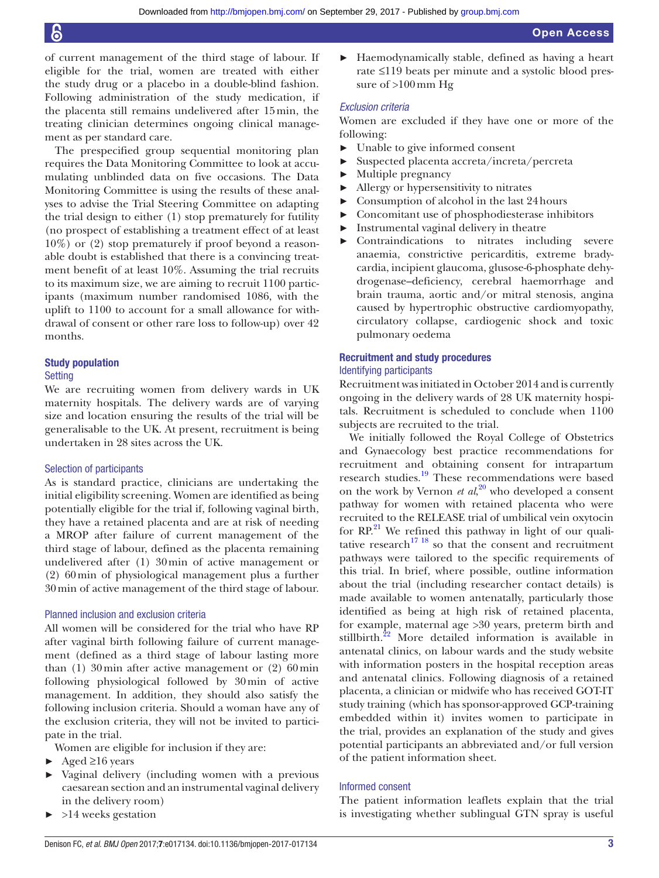of current management of the third stage of labour. If eligible for the trial, women are treated with either the study drug or a placebo in a double-blind fashion. Following administration of the study medication, if the placenta still remains undelivered after 15 min, the treating clinician determines ongoing clinical management as per standard care.

The prespecified group sequential monitoring plan requires the Data Monitoring Committee to look at accumulating unblinded data on five occasions. The Data Monitoring Committee is using the results of these analyses to advise the Trial Steering Committee on adapting the trial design to either (1) stop prematurely for futility (no prospect of establishing a treatment effect of at least 10%) or (2) stop prematurely if proof beyond a reasonable doubt is established that there is a convincing treatment benefit of at least 10%. Assuming the trial recruits to its maximum size, we are aiming to recruit 1100 participants (maximum number randomised 1086, with the uplift to 1100 to account for a small allowance for withdrawal of consent or other rare loss to follow-up) over 42 months.

## Study population

### Setting

We are recruiting women from delivery wards in UK maternity hospitals. The delivery wards are of varying size and location ensuring the results of the trial will be generalisable to the UK. At present, recruitment is being undertaken in 28 sites across the UK.

### Selection of participants

As is standard practice, clinicians are undertaking the initial eligibility screening. Women are identified as being potentially eligible for the trial if, following vaginal birth, they have a retained placenta and are at risk of needing a MROP after failure of current management of the third stage of labour, defined as the placenta remaining undelivered after (1) 30 min of active management or (2) 60 min of physiological management plus a further 30 min of active management of the third stage of labour.

### Planned inclusion and exclusion criteria

All women will be considered for the trial who have RP after vaginal birth following failure of current management (defined as a third stage of labour lasting more than (1) 30 min after active management or (2) 60 min following physiological followed by 30 min of active management. In addition, they should also satisfy the following inclusion criteria. Should a woman have any of the exclusion criteria, they will not be invited to participate in the trial.

Women are eligible for inclusion if they are:

- Aged ≥16 years
- Vaginal delivery (including women with a previous caesarean section and an instrumental vaginal delivery in the delivery room)
- >14 weeks gestation
- Haemodynamically stable, defined as having a heart rate ≤119 beats per minute and a systolic blood pressure of >100 mm Hg

### *Exclusion criteria*

Women are excluded if they have one or more of the following:

- Unable to give informed consent
- Suspected placenta accreta/increta/percreta
- Multiple pregnancy
- Allergy or hypersensitivity to nitrates
- Consumption of alcohol in the last 24 hours
- Concomitant use of phosphodiesterase inhibitors
- Instrumental vaginal delivery in theatre
- Contraindications to nitrates including severe anaemia, constrictive pericarditis, extreme bradycardia, incipient glaucoma, glusose-6-phosphate dehydrogenase–deficiency, cerebral haemorrhage and brain trauma, aortic and/or mitral stenosis, angina caused by hypertrophic obstructive cardiomyopathy, circulatory collapse, cardiogenic shock and toxic pulmonary oedema

## Recruitment and study procedures

### Identifying participants

Recruitment was initiated in October 2014 and is currently ongoing in the delivery wards of 28 UK maternity hospitals. Recruitment is scheduled to conclude when 1100 subjects are recruited to the trial.

We initially followed the Royal College of Obstetrics and Gynaecology best practice recommendations for recruitment and obtaining consent for intrapartum research studies.[19] These recommendations were based on the work by Vernon *et al*,[20] who developed a consent pathway for women with retained placenta who were recruited to the RELEASE trial of umbilical vein oxytocin for RP.[21] We refined this pathway in light of our qualitative research[17 18] so that the consent and recruitment pathways were tailored to the specific requirements of this trial. In brief, where possible, outline information about the trial (including researcher contact details) is made available to women antenatally, particularly those identified as being at high risk of retained placenta, for example, maternal age >30 years, preterm birth and stillbirth.[22] More detailed information is available in antenatal clinics, on labour wards and the study website with information posters in the hospital reception areas and antenatal clinics. Following diagnosis of a retained placenta, a clinician or midwife who has received GOT-IT study training (which has sponsor-approved GCP-training embedded within it) invites women to participate in the trial, provides an explanation of the study and gives potential participants an abbreviated and/or full version of the patient information sheet.

### Informed consent

The patient information leaflets explain that the trial is investigating whether sublingual GTN spray is useful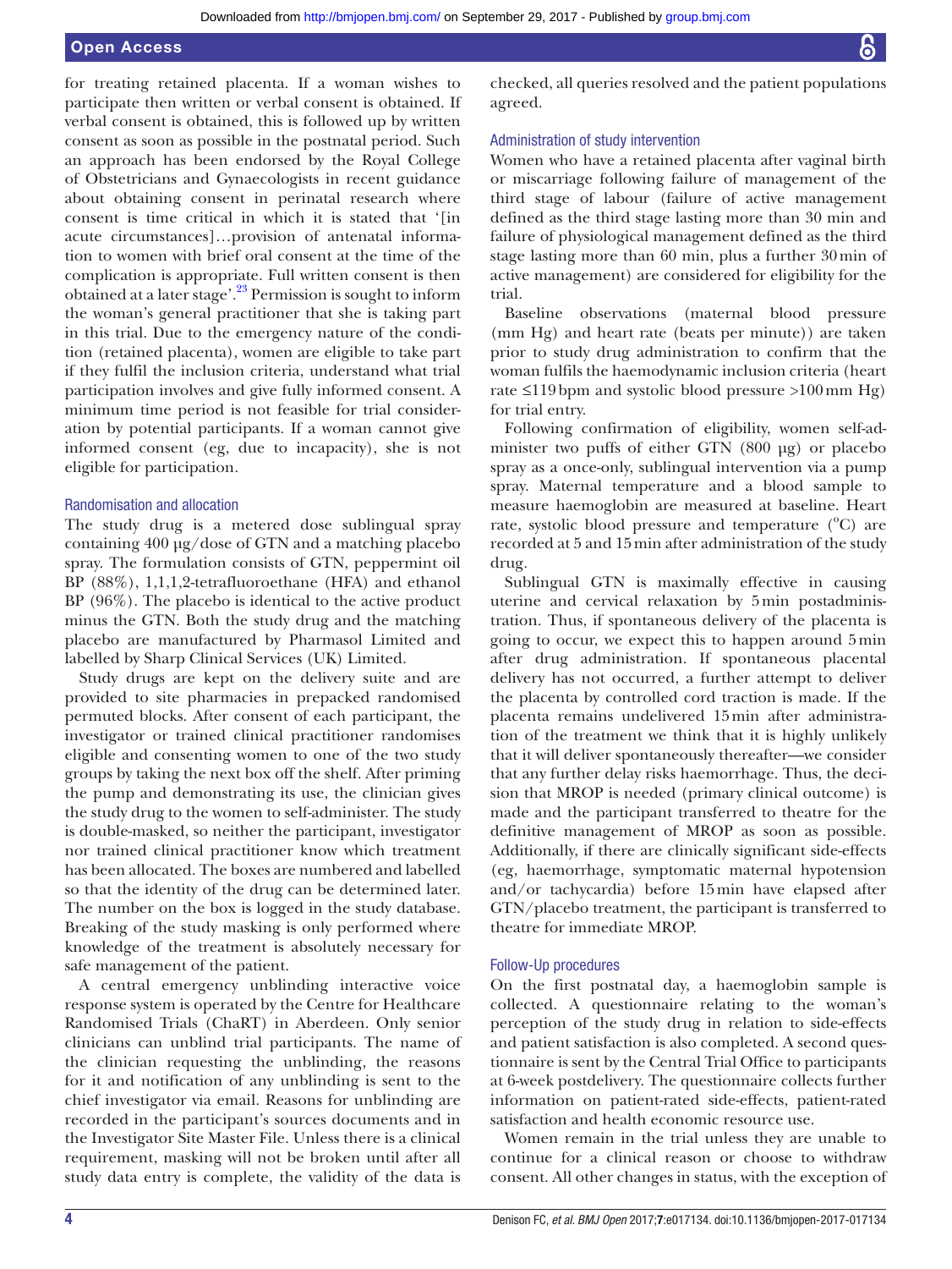for treating retained placenta. If a woman wishes to participate then written or verbal consent is obtained. If verbal consent is obtained, this is followed up by written consent as soon as possible in the postnatal period. Such an approach has been endorsed by the Royal College of Obstetricians and Gynaecologists in recent guidance about obtaining consent in perinatal research where consent is time critical in which it is stated that '[in acute circumstances]…provision of antenatal information to women with brief oral consent at the time of the complication is appropriate. Full written consent is then obtained at a later stage'.[23] Permission is sought to inform the woman's general practitioner that she is taking part in this trial. Due to the emergency nature of the condition (retained placenta), women are eligible to take part if they fulfil the inclusion criteria, understand what trial participation involves and give fully informed consent. A minimum time period is not feasible for trial consideration by potential participants. If a woman cannot give informed consent (eg, due to incapacity), she is not eligible for participation.

### Randomisation and allocation

The study drug is a metered dose sublingual spray containing 400 µg/dose of GTN and a matching placebo spray. The formulation consists of GTN, peppermint oil BP (88%), 1,1,1,2-tetrafluoroethane (HFA) and ethanol BP (96%). The placebo is identical to the active product minus the GTN. Both the study drug and the matching placebo are manufactured by Pharmasol Limited and labelled by Sharp Clinical Services (UK) Limited.

Study drugs are kept on the delivery suite and are provided to site pharmacies in prepacked randomised permuted blocks. After consent of each participant, the investigator or trained clinical practitioner randomises eligible and consenting women to one of the two study groups by taking the next box off the shelf. After priming the pump and demonstrating its use, the clinician gives the study drug to the women to self-administer. The study is double-masked, so neither the participant, investigator nor trained clinical practitioner know which treatment has been allocated. The boxes are numbered and labelled so that the identity of the drug can be determined later. The number on the box is logged in the study database. Breaking of the study masking is only performed where knowledge of the treatment is absolutely necessary for safe management of the patient.

A central emergency unblinding interactive voice response system is operated by the Centre for Healthcare Randomised Trials (ChaRT) in Aberdeen. Only senior clinicians can unblind trial participants. The name of the clinician requesting the unblinding, the reasons for it and notification of any unblinding is sent to the chief investigator via email. Reasons for unblinding are recorded in the participant's sources documents and in the Investigator Site Master File. Unless there is a clinical requirement, masking will not be broken until after all study data entry is complete, the validity of the data is checked, all queries resolved and the patient populations agreed.

### Administration of study intervention

Women who have a retained placenta after vaginal birth or miscarriage following failure of management of the third stage of labour (failure of active management defined as the third stage lasting more than 30 min and failure of physiological management defined as the third stage lasting more than 60 min, plus a further 30 min of active management) are considered for eligibility for the trial.

Baseline observations (maternal blood pressure (mm Hg) and heart rate (beats per minute)) are taken prior to study drug administration to confirm that the woman fulfils the haemodynamic inclusion criteria (heart rate ≤119 bpm and systolic blood pressure >100 mm Hg) for trial entry.

Following confirmation of eligibility, women self-administer two puffs of either GTN (800 µg) or placebo spray as a once-only, sublingual intervention via a pump spray. Maternal temperature and a blood sample to measure haemoglobin are measured at baseline. Heart rate, systolic blood pressure and temperature (°C) are recorded at 5 and 15 min after administration of the study drug.

Sublingual GTN is maximally effective in causing uterine and cervical relaxation by 5 min postadministration. Thus, if spontaneous delivery of the placenta is going to occur, we expect this to happen around 5 min after drug administration. If spontaneous placental delivery has not occurred, a further attempt to deliver the placenta by controlled cord traction is made. If the placenta remains undelivered 15 min after administration of the treatment we think that it is highly unlikely that it will deliver spontaneously thereafter—we consider that any further delay risks haemorrhage. Thus, the decision that MROP is needed (primary clinical outcome) is made and the participant transferred to theatre for the definitive management of MROP as soon as possible. Additionally, if there are clinically significant side-effects (eg, haemorrhage, symptomatic maternal hypotension and/or tachycardia) before 15 min have elapsed after GTN/placebo treatment, the participant is transferred to theatre for immediate MROP.

### Follow-Up procedures

On the first postnatal day, a haemoglobin sample is collected. A questionnaire relating to the woman's perception of the study drug in relation to side-effects and patient satisfaction is also completed. A second questionnaire is sent by the Central Trial Office to participants at 6-week postdelivery. The questionnaire collects further information on patient-rated side-effects, patient-rated satisfaction and health economic resource use.

Women remain in the trial unless they are unable to continue for a clinical reason or choose to withdraw consent. All other changes in status, with the exception of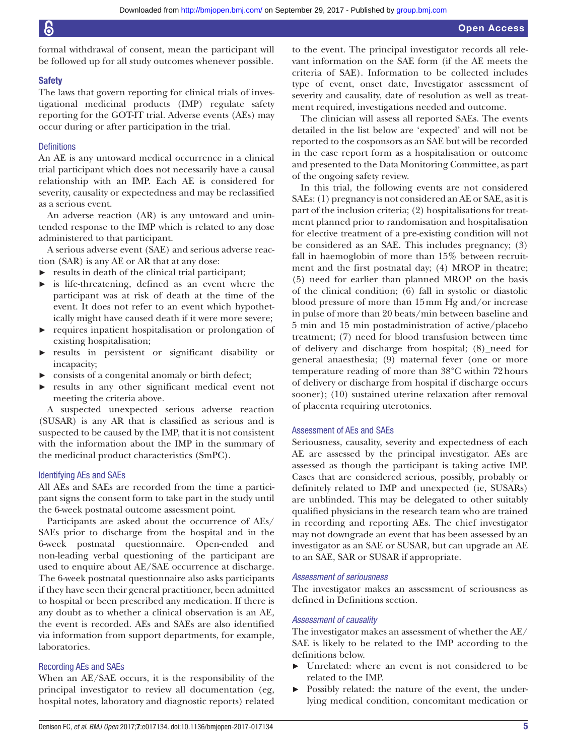formal withdrawal of consent, mean the participant will be followed up for all study outcomes whenever possible.

## Safety

The laws that govern reporting for clinical trials of investigational medicinal products (IMP) regulate safety reporting for the GOT-IT trial. Adverse events (AEs) may occur during or after participation in the trial.

### Definitions

An AE is any untoward medical occurrence in a clinical trial participant which does not necessarily have a causal relationship with an IMP. Each AE is considered for severity, causality or expectedness and may be reclassified as a serious event.

An adverse reaction (AR) is any untoward and unintended response to the IMP which is related to any dose administered to that participant.

A serious adverse event (SAE) and serious adverse reaction (SAR) is any AE or AR that at any dose:

- results in death of the clinical trial participant;
- is life-threatening, defined as an event where the participant was at risk of death at the time of the event. It does not refer to an event which hypothetically might have caused death if it were more severe;
- requires inpatient hospitalisation or prolongation of existing hospitalisation;
- results in persistent or significant disability or incapacity;
- consists of a congenital anomaly or birth defect;
- results in any other significant medical event not meeting the criteria above.

A suspected unexpected serious adverse reaction (SUSAR) is any AR that is classified as serious and is suspected to be caused by the IMP, that it is not consistent with the information about the IMP in the summary of the medicinal product characteristics (SmPC).

### Identifying AEs and SAEs

All AEs and SAEs are recorded from the time a participant signs the consent form to take part in the study until the 6-week postnatal outcome assessment point.

Participants are asked about the occurrence of AEs/SAEs prior to discharge from the hospital and in the 6-week postnatal questionnaire. Open-ended and non-leading verbal questioning of the participant are used to enquire about AE/SAE occurrence at discharge. The 6-week postnatal questionnaire also asks participants if they have seen their general practitioner, been admitted to hospital or been prescribed any medication. If there is any doubt as to whether a clinical observation is an AE, the event is recorded. AEs and SAEs are also identified via information from support departments, for example, laboratories.

### Recording AEs and SAEs

When an AE/SAE occurs, it is the responsibility of the principal investigator to review all documentation (eg, hospital notes, laboratory and diagnostic reports) related to the event. The principal investigator records all relevant information on the SAE form (if the AE meets the criteria of SAE). Information to be collected includes type of event, onset date, Investigator assessment of severity and causality, date of resolution as well as treatment required, investigations needed and outcome.

The clinician will assess all reported SAEs. The events detailed in the list below are 'expected' and will not be reported to the cosponsors as an SAE but will be recorded in the case report form as a hospitalisation or outcome and presented to the Data Monitoring Committee, as part of the ongoing safety review.

In this trial, the following events are not considered SAEs: (1) pregnancy is not considered an AE or SAE, as it is part of the inclusion criteria; (2) hospitalisations for treatment planned prior to randomisation and hospitalisation for elective treatment of a pre-existing condition will not be considered as an SAE. This includes pregnancy; (3) fall in haemoglobin of more than 15% between recruitment and the first postnatal day; (4) MROP in theatre; (5) need for earlier than planned MROP on the basis of the clinical condition; (6) fall in systolic or diastolic blood pressure of more than 15 mm Hg and/or increase in pulse of more than 20 beats/min between baseline and 5 min and 15 min postadministration of active/placebo treatment; (7) need for blood transfusion between time of delivery and discharge from hospital; (8)_need for general anaesthesia; (9) maternal fever (one or more temperature reading of more than 38°C within 72 hours of delivery or discharge from hospital if discharge occurs sooner); (10) sustained uterine relaxation after removal of placenta requiring uterotonics.

### Assessment of AEs and SAEs

Seriousness, causality, severity and expectedness of each AE are assessed by the principal investigator. AEs are assessed as though the participant is taking active IMP. Cases that are considered serious, possibly, probably or definitely related to IMP and unexpected (ie, SUSARs) are unblinded. This may be delegated to other suitably qualified physicians in the research team who are trained in recording and reporting AEs. The chief investigator may not downgrade an event that has been assessed by an investigator as an SAE or SUSAR, but can upgrade an AE to an SAE, SAR or SUSAR if appropriate.

#### *Assessment of seriousness*

The investigator makes an assessment of seriousness as defined in Definitions section.

#### *Assessment of causality*

The investigator makes an assessment of whether the AE/SAE is likely to be related to the IMP according to the definitions below.

- Unrelated: where an event is not considered to be related to the IMP.
- Possibly related: the nature of the event, the underlying medical condition, concomitant medication or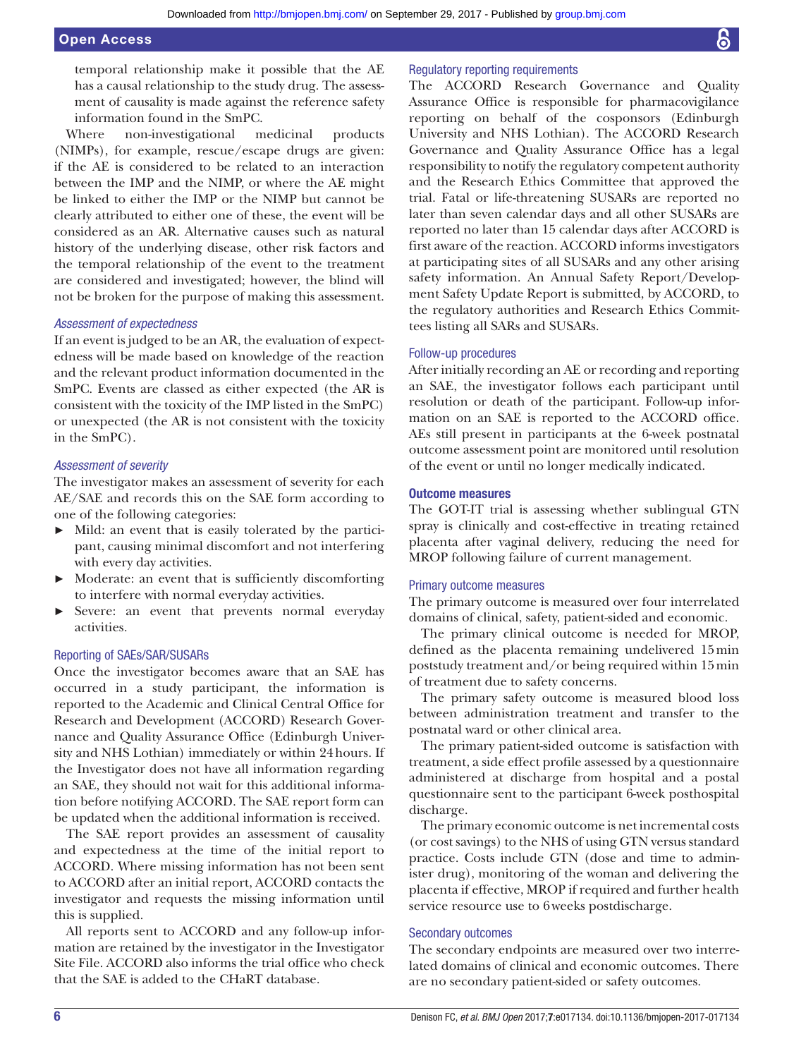temporal relationship make it possible that the AE has a causal relationship to the study drug. The assessment of causality is made against the reference safety information found in the SmPC.

Where non-investigational medicinal products (NIMPs), for example, rescue/escape drugs are given: if the AE is considered to be related to an interaction between the IMP and the NIMP, or where the AE might be linked to either the IMP or the NIMP but cannot be clearly attributed to either one of these, the event will be considered as an AR. Alternative causes such as natural history of the underlying disease, other risk factors and the temporal relationship of the event to the treatment are considered and investigated; however, the blind will not be broken for the purpose of making this assessment.

### *Assessment of expectedness*

If an event is judged to be an AR, the evaluation of expectedness will be made based on knowledge of the reaction and the relevant product information documented in the SmPC. Events are classed as either expected (the AR is consistent with the toxicity of the IMP listed in the SmPC) or unexpected (the AR is not consistent with the toxicity in the SmPC).

### *Assessment of severity*

The investigator makes an assessment of severity for each AE/SAE and records this on the SAE form according to one of the following categories:

- Mild: an event that is easily tolerated by the participant, causing minimal discomfort and not interfering with every day activities.
- Moderate: an event that is sufficiently discomforting to interfere with normal everyday activities.
- Severe: an event that prevents normal everyday activities.

### Reporting of SAEs/SAR/SUSARs

Once the investigator becomes aware that an SAE has occurred in a study participant, the information is reported to the Academic and Clinical Central Office for Research and Development (ACCORD) Research Governance and Quality Assurance Office (Edinburgh University and NHS Lothian) immediately or within 24 hours. If the Investigator does not have all information regarding an SAE, they should not wait for this additional information before notifying ACCORD. The SAE report form can be updated when the additional information is received.

The SAE report provides an assessment of causality and expectedness at the time of the initial report to ACCORD. Where missing information has not been sent to ACCORD after an initial report, ACCORD contacts the investigator and requests the missing information until this is supplied.

All reports sent to ACCORD and any follow-up information are retained by the investigator in the Investigator Site File. ACCORD also informs the trial office who check that the SAE is added to the CHaRT database.

### Regulatory reporting requirements

The ACCORD Research Governance and Quality Assurance Office is responsible for pharmacovigilance reporting on behalf of the cosponsors (Edinburgh University and NHS Lothian). The ACCORD Research Governance and Quality Assurance Office has a legal responsibility to notify the regulatory competent authority and the Research Ethics Committee that approved the trial. Fatal or life-threatening SUSARs are reported no later than seven calendar days and all other SUSARs are reported no later than 15 calendar days after ACCORD is first aware of the reaction. ACCORD informs investigators at participating sites of all SUSARs and any other arising safety information. An Annual Safety Report/Development Safety Update Report is submitted, by ACCORD, to the regulatory authorities and Research Ethics Committees listing all SARs and SUSARs.

### Follow-up procedures

After initially recording an AE or recording and reporting an SAE, the investigator follows each participant until resolution or death of the participant. Follow-up information on an SAE is reported to the ACCORD office. AEs still present in participants at the 6-week postnatal outcome assessment point are monitored until resolution of the event or until no longer medically indicated.

## Outcome measures

The GOT-IT trial is assessing whether sublingual GTN spray is clinically and cost-effective in treating retained placenta after vaginal delivery, reducing the need for MROP following failure of current management.

### Primary outcome measures

The primary outcome is measured over four interrelated domains of clinical, safety, patient-sided and economic.

The primary clinical outcome is needed for MROP, defined as the placenta remaining undelivered 15 min poststudy treatment and/or being required within 15 min of treatment due to safety concerns.

The primary safety outcome is measured blood loss between administration treatment and transfer to the postnatal ward or other clinical area.

The primary patient-sided outcome is satisfaction with treatment, a side effect profile assessed by a questionnaire administered at discharge from hospital and a postal questionnaire sent to the participant 6-week posthospital discharge.

The primary economic outcome is net incremental costs (or cost savings) to the NHS of using GTN versus standard practice. Costs include GTN (dose and time to administer drug), monitoring of the woman and delivering the placenta if effective, MROP if required and further health service resource use to 6 weeks postdischarge.

### Secondary outcomes

The secondary endpoints are measured over two interrelated domains of clinical and economic outcomes. There are no secondary patient-sided or safety outcomes.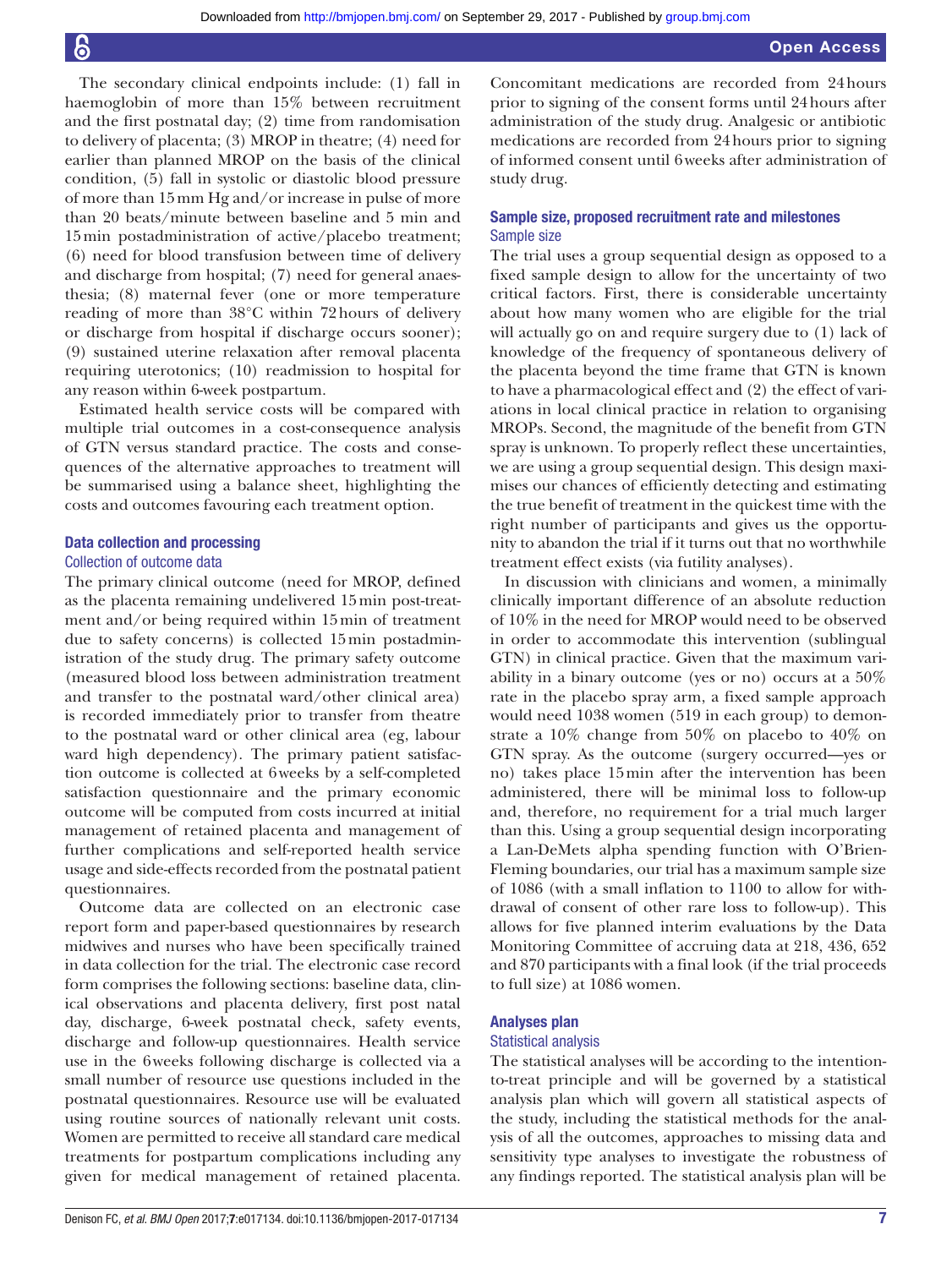The secondary clinical endpoints include: (1) fall in haemoglobin of more than 15% between recruitment and the first postnatal day; (2) time from randomisation to delivery of placenta; (3) MROP in theatre; (4) need for earlier than planned MROP on the basis of the clinical condition, (5) fall in systolic or diastolic blood pressure of more than 15 mm Hg and/or increase in pulse of more than 20 beats/minute between baseline and 5 min and 15 min postadministration of active/placebo treatment; (6) need for blood transfusion between time of delivery and discharge from hospital; (7) need for general anaesthesia; (8) maternal fever (one or more temperature reading of more than 38°C within 72 hours of delivery or discharge from hospital if discharge occurs sooner); (9) sustained uterine relaxation after removal placenta requiring uterotonics; (10) readmission to hospital for any reason within 6-week postpartum.

Estimated health service costs will be compared with multiple trial outcomes in a cost-consequence analysis of GTN versus standard practice. The costs and consequences of the alternative approaches to treatment will be summarised using a balance sheet, highlighting the costs and outcomes favouring each treatment option.

### Data collection and processing

#### Collection of outcome data

The primary clinical outcome (need for MROP, defined as the placenta remaining undelivered 15 min post-treatment and/or being required within 15 min of treatment due to safety concerns) is collected 15 min postadministration of the study drug. The primary safety outcome (measured blood loss between administration treatment and transfer to the postnatal ward/other clinical area) is recorded immediately prior to transfer from theatre to the postnatal ward or other clinical area (eg, labour ward high dependency). The primary patient satisfaction outcome is collected at 6 weeks by a self-completed satisfaction questionnaire and the primary economic outcome will be computed from costs incurred at initial management of retained placenta and management of further complications and self-reported health service usage and side-effects recorded from the postnatal patient questionnaires.

Outcome data are collected on an electronic case report form and paper-based questionnaires by research midwives and nurses who have been specifically trained in data collection for the trial. The electronic case record form comprises the following sections: baseline data, clinical observations and placenta delivery, first post natal day, discharge, 6-week postnatal check, safety events, discharge and follow-up questionnaires. Health service use in the 6 weeks following discharge is collected via a small number of resource use questions included in the postnatal questionnaires. Resource use will be evaluated using routine sources of nationally relevant unit costs. Women are permitted to receive all standard care medical treatments for postpartum complications including any given for medical management of retained placenta. Concomitant medications are recorded from 24 hours prior to signing of the consent forms until 24 hours after administration of the study drug. Analgesic or antibiotic medications are recorded from 24 hours prior to signing of informed consent until 6 weeks after administration of study drug.

### Sample size, proposed recruitment rate and milestones

#### Sample size

The trial uses a group sequential design as opposed to a fixed sample design to allow for the uncertainty of two critical factors. First, there is considerable uncertainty about how many women who are eligible for the trial will actually go on and require surgery due to (1) lack of knowledge of the frequency of spontaneous delivery of the placenta beyond the time frame that GTN is known to have a pharmacological effect and (2) the effect of variations in local clinical practice in relation to organising MROPs. Second, the magnitude of the benefit from GTN spray is unknown. To properly reflect these uncertainties, we are using a group sequential design. This design maximises our chances of efficiently detecting and estimating the true benefit of treatment in the quickest time with the right number of participants and gives us the opportunity to abandon the trial if it turns out that no worthwhile treatment effect exists (via futility analyses).

In discussion with clinicians and women, a minimally clinically important difference of an absolute reduction of 10% in the need for MROP would need to be observed in order to accommodate this intervention (sublingual GTN) in clinical practice. Given that the maximum variability in a binary outcome (yes or no) occurs at a 50% rate in the placebo spray arm, a fixed sample approach would need 1038 women (519 in each group) to demonstrate a 10% change from 50% on placebo to 40% on GTN spray. As the outcome (surgery occurred—yes or no) takes place 15 min after the intervention has been administered, there will be minimal loss to follow-up and, therefore, no requirement for a trial much larger than this. Using a group sequential design incorporating a Lan-DeMets alpha spending function with O'Brien-Fleming boundaries, our trial has a maximum sample size of 1086 (with a small inflation to 1100 to allow for withdrawal of consent of other rare loss to follow-up). This allows for five planned interim evaluations by the Data Monitoring Committee of accruing data at 218, 436, 652 and 870 participants with a final look (if the trial proceeds to full size) at 1086 women.

### Analyses plan

#### Statistical analysis

The statistical analyses will be according to the intention-to-treat principle and will be governed by a statistical analysis plan which will govern all statistical aspects of the study, including the statistical methods for the analysis of all the outcomes, approaches to missing data and sensitivity type analyses to investigate the robustness of any findings reported. The statistical analysis plan will be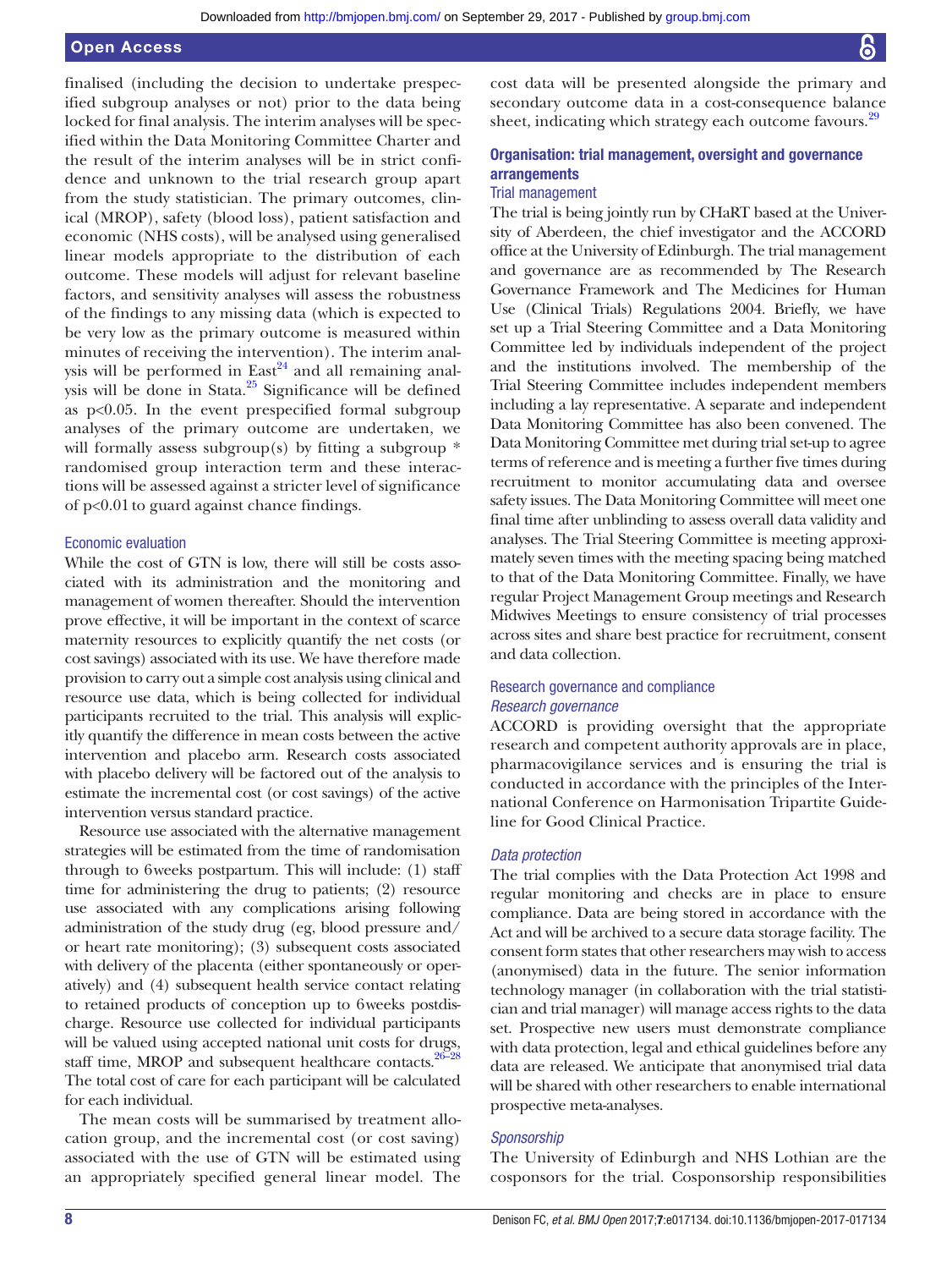finalised (including the decision to undertake prespecified subgroup analyses or not) prior to the data being locked for final analysis. The interim analyses will be specified within the Data Monitoring Committee Charter and the result of the interim analyses will be in strict confidence and unknown to the trial research group apart from the study statistician. The primary outcomes, clinical (MROP), safety (blood loss), patient satisfaction and economic (NHS costs), will be analysed using generalised linear models appropriate to the distribution of each outcome. These models will adjust for relevant baseline factors, and sensitivity analyses will assess the robustness of the findings to any missing data (which is expected to be very low as the primary outcome is measured within minutes of receiving the intervention). The interim analysis will be performed in East[24] and all remaining analysis will be done in Stata.[25] Significance will be defined as p<0.05. In the event prespecified formal subgroup analyses of the primary outcome are undertaken, we will formally assess subgroup(s) by fitting a subgroup * randomised group interaction term and these interactions will be assessed against a stricter level of significance of p<0.01 to guard against chance findings.

### Economic evaluation

While the cost of GTN is low, there will still be costs associated with its administration and the monitoring and management of women thereafter. Should the intervention prove effective, it will be important in the context of scarce maternity resources to explicitly quantify the net costs (or cost savings) associated with its use. We have therefore made provision to carry out a simple cost analysis using clinical and resource use data, which is being collected for individual participants recruited to the trial. This analysis will explicitly quantify the difference in mean costs between the active intervention and placebo arm. Research costs associated with placebo delivery will be factored out of the analysis to estimate the incremental cost (or cost savings) of the active intervention versus standard practice.

Resource use associated with the alternative management strategies will be estimated from the time of randomisation through to 6weeks postpartum. This will include: (1) staff time for administering the drug to patients; (2) resource use associated with any complications arising following administration of the study drug (eg, blood pressure and/or heart rate monitoring); (3) subsequent costs associated with delivery of the placenta (either spontaneously or operatively) and (4) subsequent health service contact relating to retained products of conception up to 6weeks postdischarge. Resource use collected for individual participants will be valued using accepted national unit costs for drugs, staff time, MROP and subsequent healthcare contacts.[26–28] The total cost of care for each participant will be calculated for each individual.

The mean costs will be summarised by treatment allocation group, and the incremental cost (or cost saving) associated with the use of GTN will be estimated using an appropriately specified general linear model. The cost data will be presented alongside the primary and secondary outcome data in a cost-consequence balance sheet, indicating which strategy each outcome favours.[29]

## Organisation: trial management, oversight and governance arrangements

### Trial management

The trial is being jointly run by CHaRT based at the University of Aberdeen, the chief investigator and the ACCORD office at the University of Edinburgh. The trial management and governance are as recommended by The Research Governance Framework and The Medicines for Human Use (Clinical Trials) Regulations 2004. Briefly, we have set up a Trial Steering Committee and a Data Monitoring Committee led by individuals independent of the project and the institutions involved. The membership of the Trial Steering Committee includes independent members including a lay representative. A separate and independent Data Monitoring Committee has also been convened. The Data Monitoring Committee met during trial set-up to agree terms of reference and is meeting a further five times during recruitment to monitor accumulating data and oversee safety issues. The Data Monitoring Committee will meet one final time after unblinding to assess overall data validity and analyses. The Trial Steering Committee is meeting approximately seven times with the meeting spacing being matched to that of the Data Monitoring Committee. Finally, we have regular Project Management Group meetings and Research Midwives Meetings to ensure consistency of trial processes across sites and share best practice for recruitment, consent and data collection.

### Research governance and compliance

#### *Research governance*

ACCORD is providing oversight that the appropriate research and competent authority approvals are in place, pharmacovigilance services and is ensuring the trial is conducted in accordance with the principles of the International Conference on Harmonisation Tripartite Guideline for Good Clinical Practice.

#### *Data protection*

The trial complies with the Data Protection Act 1998 and regular monitoring and checks are in place to ensure compliance. Data are being stored in accordance with the Act and will be archived to a secure data storage facility. The consent form states that other researchers may wish to access (anonymised) data in the future. The senior information technology manager (in collaboration with the trial statistician and trial manager) will manage access rights to the data set. Prospective new users must demonstrate compliance with data protection, legal and ethical guidelines before any data are released. We anticipate that anonymised trial data will be shared with other researchers to enable international prospective meta-analyses.

#### *Sponsorship*

The University of Edinburgh and NHS Lothian are the cosponsors for the trial. Cosponsorship responsibilities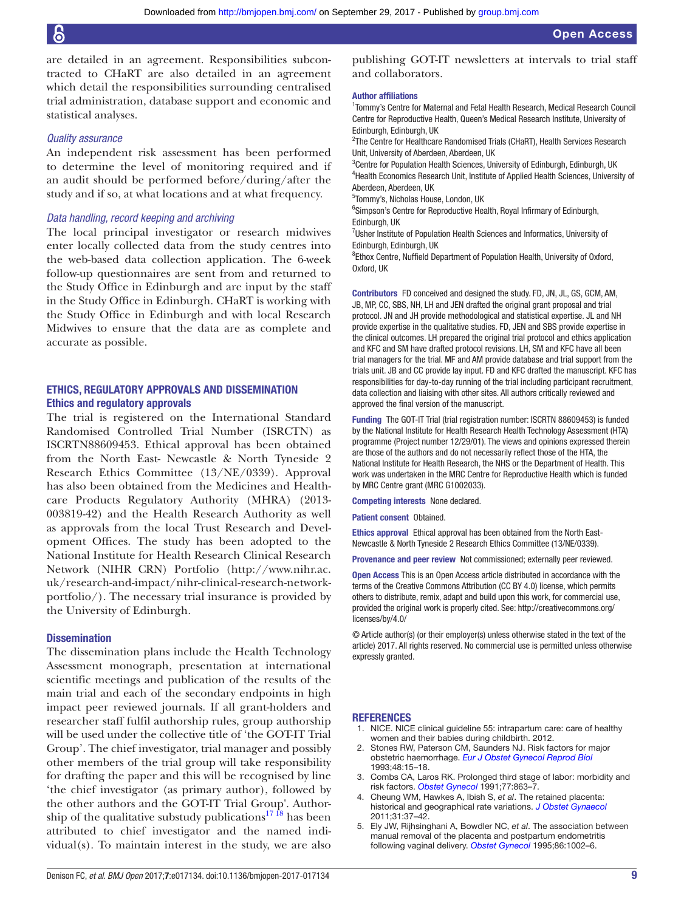are detailed in an agreement. Responsibilities subcontracted to CHaRT are also detailed in an agreement which detail the responsibilities surrounding centralised trial administration, database support and economic and statistical analyses.

### *Quality assurance*

An independent risk assessment has been performed to determine the level of monitoring required and if an audit should be performed before/during/after the study and if so, at what locations and at what frequency.

### *Data handling, record keeping and archiving*

The local principal investigator or research midwives enter locally collected data from the study centres into the web-based data collection application. The 6-week follow-up questionnaires are sent from and returned to the Study Office in Edinburgh and are input by the staff in the Study Office in Edinburgh. CHaRT is working with the Study Office in Edinburgh and with local Research Midwives to ensure that the data are as complete and accurate as possible.

## ETHICS, REGULATORY APPROVALS AND DISSEMINATION

### Ethics and regulatory approvals

The trial is registered on the International Standard Randomised Controlled Trial Number (ISRCTN) as ISRCTN88609453. Ethical approval has been obtained from the North East- Newcastle & North Tyneside 2 Research Ethics Committee (13/NE/0339). Approval has also been obtained from the Medicines and Healthcare Products Regulatory Authority (MHRA) (2013-003819-42) and the Health Research Authority as well as approvals from the local Trust Research and Development Offices. The study has been adopted to the National Institute for Health Research Clinical Research Network (NIHR CRN) Portfolio (http://www.nihr.ac.uk/research-and-impact/nihr-clinical-research-network-portfolio/). The necessary trial insurance is provided by the University of Edinburgh.

### Dissemination

The dissemination plans include the Health Technology Assessment monograph, presentation at international scientific meetings and publication of the results of the main trial and each of the secondary endpoints in high impact peer reviewed journals. If all grant-holders and researcher staff fulfil authorship rules, group authorship will be used under the collective title of 'the GOT-IT Trial Group'. The chief investigator, trial manager and possibly other members of the trial group will take responsibility for drafting the paper and this will be recognised by line 'the chief investigator (as primary author), followed by the other authors and the GOT-IT Trial Group'. Authorship of the qualitative substudy publications[17 18] has been attributed to chief investigator and the named individual(s). To maintain interest in the study, we are also publishing GOT-IT newsletters at intervals to trial staff and collaborators.

**Author affiliations**

[1]Tommy's Centre for Maternal and Fetal Health Research, Medical Research Council Centre for Reproductive Health, Queen's Medical Research Institute, University of Edinburgh, Edinburgh, UK
[2]The Centre for Healthcare Randomised Trials (CHaRT), Health Services Research Unit, University of Aberdeen, Aberdeen, UK
[3]Centre for Population Health Sciences, University of Edinburgh, Edinburgh, UK
[4]Health Economics Research Unit, Institute of Applied Health Sciences, University of Aberdeen, Aberdeen, UK
[5]Tommy's, Nicholas House, London, UK
[6]Simpson's Centre for Reproductive Health, Royal Infirmary of Edinburgh, Edinburgh, UK
[7]Usher Institute of Population Health Sciences and Informatics, University of Edinburgh, Edinburgh, UK
[8]Ethox Centre, Nuffield Department of Population Health, University of Oxford, Oxford, UK

**Contributors** FD conceived and designed the study. FD, JN, JL, GS, GCM, AM, JB, MP, CC, SBS, NH, LH and JEN drafted the original grant proposal and trial protocol. JN and JH provide methodological and statistical expertise. JL and NH provide expertise in the qualitative studies. FD, JEN and SBS provide expertise in the clinical outcomes. LH prepared the original trial protocol and ethics application and KFC and SM have drafted protocol revisions. LH, SM and KFC have all been trial managers for the trial. MF and AM provide database and trial support from the trials unit. JB and CC provide lay input. FD and KFC drafted the manuscript. KFC has responsibilities for day-to-day running of the trial including participant recruitment, data collection and liaising with other sites. All authors critically reviewed and approved the final version of the manuscript.

**Funding** The GOT-IT Trial (trial registration number: ISCRTN 88609453) is funded by the National Institute for Health Research Health Technology Assessment (HTA) programme (Project number 12/29/01). The views and opinions expressed therein are those of the authors and do not necessarily reflect those of the HTA, the National Institute for Health Research, the NHS or the Department of Health. This work was undertaken in the MRC Centre for Reproductive Health which is funded by MRC Centre grant (MRC G1002033).

**Competing interests** None declared.

**Patient consent** Obtained.

**Ethics approval** Ethical approval has been obtained from the North East-Newcastle & North Tyneside 2 Research Ethics Committee (13/NE/0339).

**Provenance and peer review** Not commissioned; externally peer reviewed.

**Open Access** This is an Open Access article distributed in accordance with the terms of the Creative Commons Attribution (CC BY 4.0) license, which permits others to distribute, remix, adapt and build upon this work, for commercial use, provided the original work is properly cited. See: http://creativecommons.org/licenses/by/4.0/

© Article author(s) (or their employer(s) unless otherwise stated in the text of the article) 2017. All rights reserved. No commercial use is permitted unless otherwise expressly granted.

## REFERENCES

1. NICE. NICE clinical guideline 55: intrapartum care: care of healthy women and their babies during childbirth. 2012.
2. Stones RW, Paterson CM, Saunders NJ. Risk factors for major obstetric haemorrhage. *Eur J Obstet Gynecol Reprod Biol* 1993;48:15–18.
3. Combs CA, Laros RK. Prolonged third stage of labor: morbidity and risk factors. *Obstet Gynecol* 1991;77:863–7.
4. Cheung WM, Hawkes A, Ibish S, *et al*. The retained placenta: historical and geographical rate variations. *J Obstet Gynaecol* 2011;31:37–42.
5. Ely JW, Rijhsinghani A, Bowdler NC, *et al*. The association between manual removal of the placenta and postpartum endometritis following vaginal delivery. *Obstet Gynecol* 1995;86:1002–6.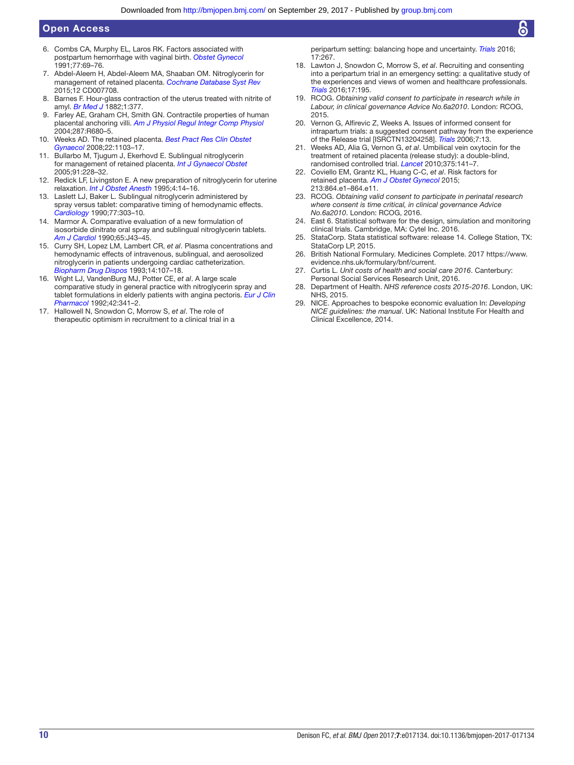6. Combs CA, Murphy EL, Laros RK. Factors associated with postpartum hemorrhage with vaginal birth. *Obstet Gynecol* 1991;77:69–76.
7. Abdel-Aleem H, Abdel-Aleem MA, Shaaban OM. Nitroglycerin for management of retained placenta. *Cochrane Database Syst Rev* 2015;12 CD007708.
8. Barnes F. Hour-glass contraction of the uterus treated with nitrite of amyl. *Br Med J* 1882;1:377.
9. Farley AE, Graham CH, Smith GN. Contractile properties of human placental anchoring villi. *Am J Physiol Regul Integr Comp Physiol* 2004;287:R680–5.
10. Weeks AD. The retained placenta. *Best Pract Res Clin Obstet Gynaecol* 2008;22:1103–17.
11. Bullarbo M, Tjugum J, Ekerhovd E. Sublingual nitroglycerin for management of retained placenta. *Int J Gynaecol Obstet* 2005;91:228–32.
12. Redick LF, Livingston E. A new preparation of nitroglycerin for uterine relaxation. *Int J Obstet Anesth* 1995;4:14–16.
13. Laslett LJ, Baker L. Sublingual nitroglycerin administered by spray versus tablet: comparative timing of hemodynamic effects. *Cardiology* 1990;77:303–10.
14. Marmor A. Comparative evaluation of a new formulation of isosorbide dinitrate oral spray and sublingual nitroglycerin tablets. *Am J Cardiol* 1990;65:J43–45.
15. Curry SH, Lopez LM, Lambert CR, *et al*. Plasma concentrations and hemodynamic effects of intravenous, sublingual, and aerosolized nitroglycerin in patients undergoing cardiac catheterization. *Biopharm Drug Dispos* 1993;14:107–18.
16. Wight LJ, VandenBurg MJ, Potter CE, *et al*. A large scale comparative study in general practice with nitroglycerin spray and tablet formulations in elderly patients with angina pectoris. *Eur J Clin Pharmacol* 1992;42:341–2.
17. Hallowell N, Snowdon C, Morrow S, *et al*. The role of therapeutic optimism in recruitment to a clinical trial in a peripartum setting: balancing hope and uncertainty. *Trials* 2016; 17:267.
18. Lawton J, Snowdon C, Morrow S, *et al*. Recruiting and consenting into a peripartum trial in an emergency setting: a qualitative study of the experiences and views of women and healthcare professionals. *Trials* 2016;17:195.
19. RCOG. *Obtaining valid consent to participate in research while in Labour, in clinical governance Advice No.6a2010*. London: RCOG, 2015.
20. Vernon G, Alfirevic Z, Weeks A. Issues of informed consent for intrapartum trials: a suggested consent pathway from the experience of the Release trial [ISRCTN13204258]. *Trials* 2006;7:13.
21. Weeks AD, Alia G, Vernon G, *et al*. Umbilical vein oxytocin for the treatment of retained placenta (release study): a double-blind, randomised controlled trial. *Lancet* 2010;375:141–7.
22. Coviello EM, Grantz KL, Huang C-C, *et al*. Risk factors for retained placenta. *Am J Obstet Gynecol* 2015; 213:864.e1–864.e11.
23. RCOG. *Obtaining valid consent to participate in perinatal research where consent is time critical, in clinical governance Advice No.6a2010*. London: RCOG, 2016.
24. East 6. Statistical software for the design, simulation and monitoring clinical trials. Cambridge, MA: Cytel Inc. 2016.
25. StataCorp. Stata statistical software: release 14. College Station, TX: StataCorp LP, 2015.
26. British National Formulary. Medicines Complete. 2017 https://www.evidence.nhs.uk/formulary/bnf/current.
27. Curtis L. *Unit costs of health and social care 2016*. Canterbury: Personal Social Services Research Unit, 2016.
28. Department of Health. *NHS reference costs 2015-2016*. London, UK: NHS, 2015.
29. NICE. Approaches to bespoke economic evaluation In: *Developing NICE guidelines: the manual*. UK: National Institute For Health and Clinical Excellence, 2014.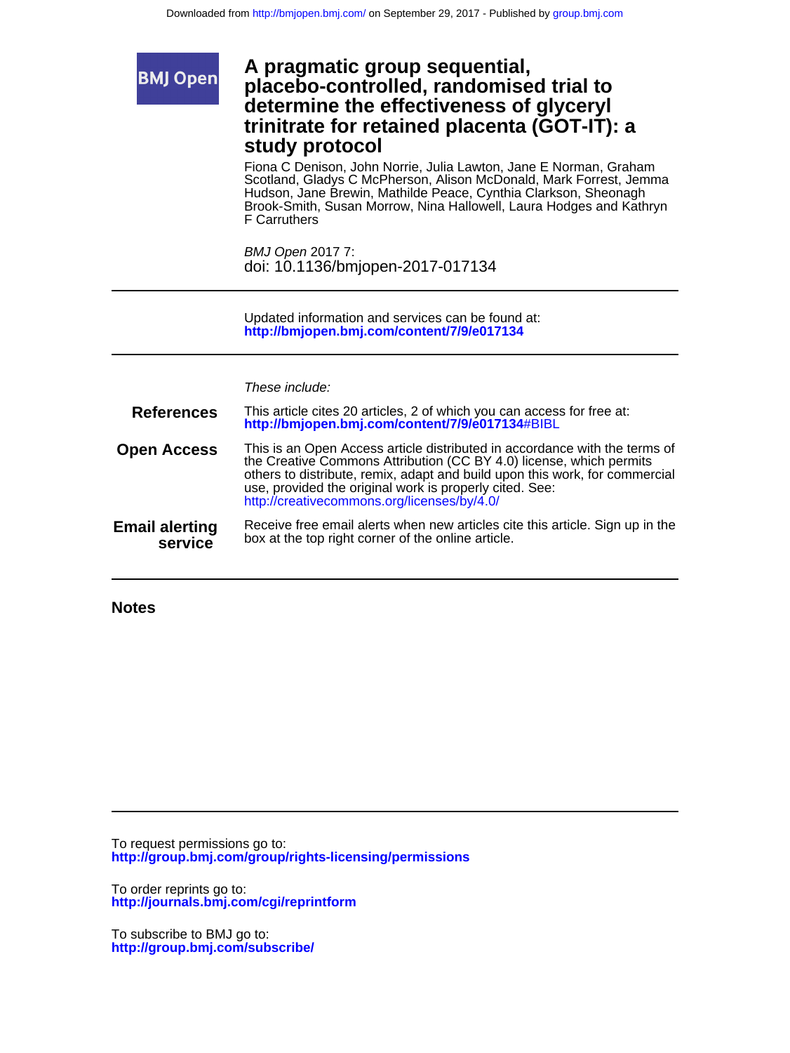# A pragmatic group sequential, placebo-controlled, randomised trial to determine the effectiveness of glyceryl trinitrate for retained placenta (GOT-IT): a study protocol

Fiona C Denison, John Norrie, Julia Lawton, Jane E Norman, Graham Scotland, Gladys C McPherson, Alison McDonald, Mark Forrest, Jemma Hudson, Jane Brewin, Mathilde Peace, Cynthia Clarkson, Sheonagh Brook-Smith, Susan Morrow, Nina Hallowell, Laura Hodges and Kathryn F Carruthers

*BMJ Open* 2017 7:
doi: 10.1136/bmjopen-2017-017134

Updated information and services can be found at:
**http://bmjopen.bmj.com/content/7/9/e017134**

*These include:*

**References**

This article cites 20 articles, 2 of which you can access for free at:
**http://bmjopen.bmj.com/content/7/9/e017134**#BIBL

**Open Access**

This is an Open Access article distributed in accordance with the terms of the Creative Commons Attribution (CC BY 4.0) license, which permits others to distribute, remix, adapt and build upon this work, for commercial use, provided the original work is properly cited. See: http://creativecommons.org/licenses/by/4.0/

**Email alerting service**

Receive free email alerts when new articles cite this article. Sign up in the box at the top right corner of the online article.

## Notes

To request permissions go to:
**http://group.bmj.com/group/rights-licensing/permissions**

To order reprints go to:
**http://journals.bmj.com/cgi/reprintform**

To subscribe to BMJ go to:
**http://group.bmj.com/subscribe/**